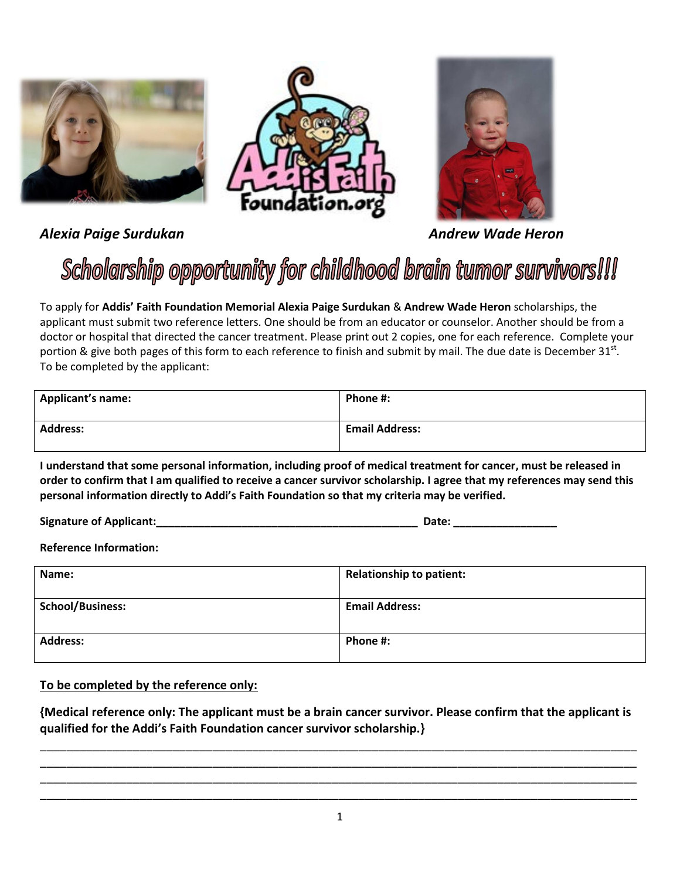*Alexia Paige Surdukan* *Andrew Wade Heron*

# Scholarship opportunity for childhood brain tumor survivors!!!

To apply for **Addis' Faith Foundation Memorial Alexia Paige Surdukan** & **Andrew Wade Heron** scholarships, the applicant must submit two reference letters. One should be from an educator or counselor. Another should be from a doctor or hospital that directed the cancer treatment. Please print out 2 copies, one for each reference. Complete your portion & give both pages of this form to each reference to finish and submit by mail. The due date is December 31st.
To be completed by the applicant:

| **Applicant's name:** | **Phone #:** |
|---|---|
| **Address:** | **Email Address:** |

**I understand that some personal information, including proof of medical treatment for cancer, must be released in order to confirm that I am qualified to receive a cancer survivor scholarship. I agree that my references may send this personal information directly to Addi's Faith Foundation so that my criteria may be verified.**

**Signature of Applicant:**_____________________________________________ **Date:** _________________

**Reference Information:**

| **Name:** | **Relationship to patient:** |
|---|---|
| **School/Business:** | **Email Address:** |
| **Address:** | **Phone #:** |

**<u>To be completed by the reference only:</u>**

**{Medical reference only: The applicant must be a brain cancer survivor. Please confirm that the applicant is qualified for the Addi's Faith Foundation cancer survivor scholarship.}**

____________________________________________________________________________________________
____________________________________________________________________________________________
____________________________________________________________________________________________
____________________________________________________________________________________________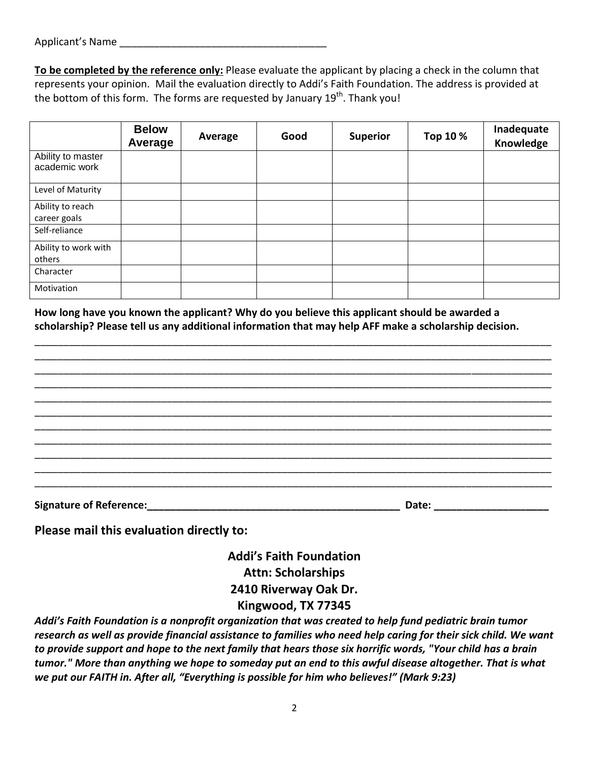Applicant's Name ___________________________________

**To be completed by the reference only:** Please evaluate the applicant by placing a check in the column that represents your opinion. Mail the evaluation directly to Addi's Faith Foundation. The address is provided at the bottom of this form. The forms are requested by January 19th. Thank you!

| | Below Average | Average | Good | Superior | Top 10 % | Inadequate Knowledge |
|---|---|---|---|---|---|---|
| Ability to master academic work | | | | | | |
| Level of Maturity | | | | | | |
| Ability to reach career goals | | | | | | |
| Self-reliance | | | | | | |
| Ability to work with others | | | | | | |
| Character | | | | | | |
| Motivation | | | | | | |

**How long have you known the applicant? Why do you believe this applicant should be awarded a scholarship? Please tell us any additional information that may help AFF make a scholarship decision.**

_____________________________________________________________________________________________
_____________________________________________________________________________________________
_____________________________________________________________________________________________
_____________________________________________________________________________________________
_____________________________________________________________________________________________
_____________________________________________________________________________________________
_____________________________________________________________________________________________
_____________________________________________________________________________________________
_____________________________________________________________________________________________
_____________________________________________________________________________________________
_____________________________________________________________________________________________

**Signature of Reference:_____________________________________________ Date: ___________________**

## Please mail this evaluation directly to:

**Addi's Faith Foundation**
**Attn: Scholarships**
**2410 Riverway Oak Dr.**
**Kingwood, TX 77345**

***Addi's Faith Foundation is a nonprofit organization that was created to help fund pediatric brain tumor research as well as provide financial assistance to families who need help caring for their sick child. We want to provide support and hope to the next family that hears those six horrific words, "Your child has a brain tumor." More than anything we hope to someday put an end to this awful disease altogether. That is what we put our FAITH in. After all, "Everything is possible for him who believes!" (Mark 9:23)***